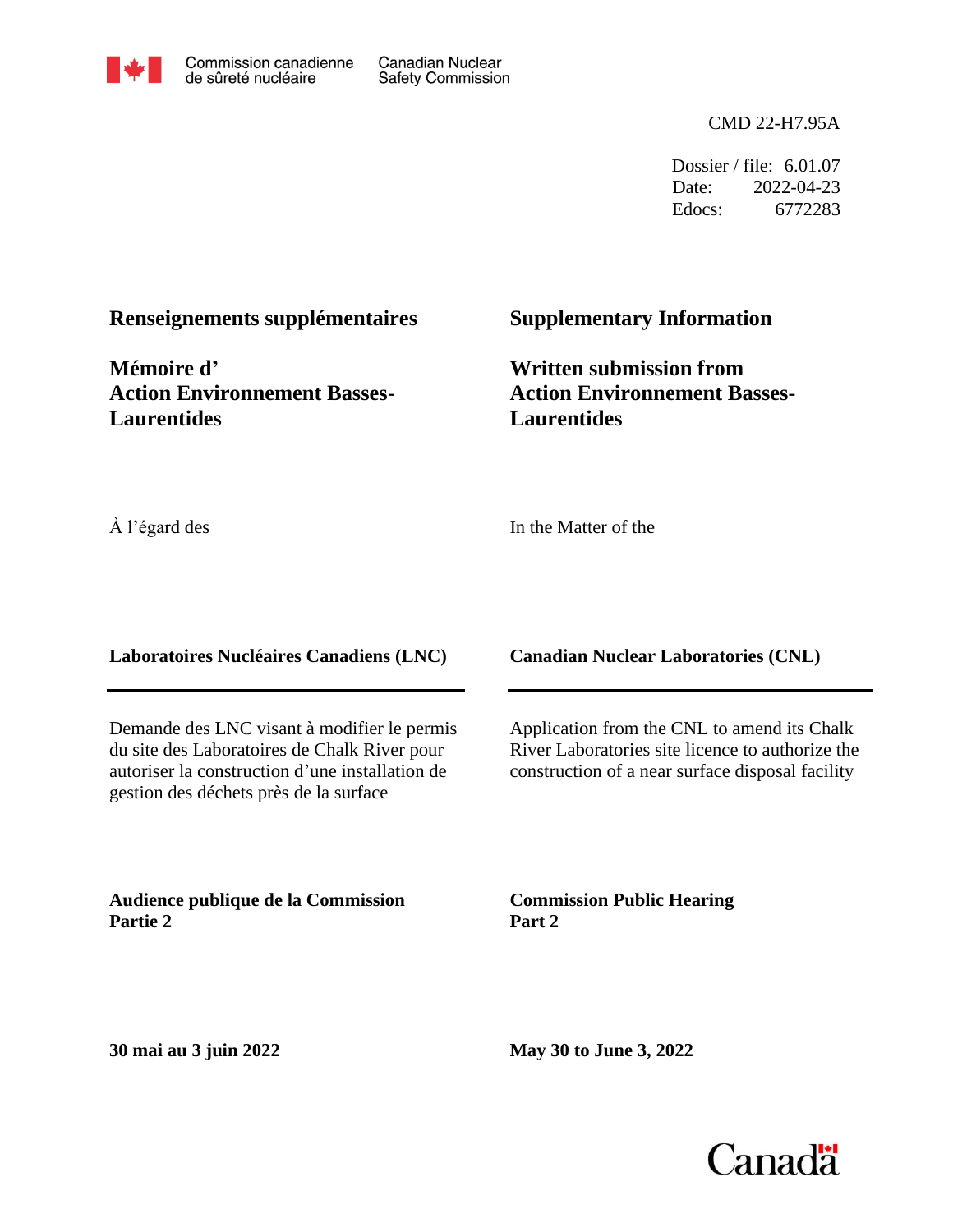Commission canadienne de sûreté nucléaire — Canadian Nuclear Safety Commission

CMD 22-H7.95A

Dossier / file: 6.01.07
Date: 2022-04-23
Edocs: 6772283

## Renseignements supplémentaires

## Mémoire d' Action Environnement Basses-Laurentides

À l'égard des

**Laboratoires Nucléaires Canadiens (LNC)**

Demande des LNC visant à modifier le permis du site des Laboratoires de Chalk River pour autoriser la construction d'une installation de gestion des déchets près de la surface

**Audience publique de la Commission**
**Partie 2**

**30 mai au 3 juin 2022**

## Supplementary Information

## Written submission from Action Environnement Basses-Laurentides

In the Matter of the

**Canadian Nuclear Laboratories (CNL)**

Application from the CNL to amend its Chalk River Laboratories site licence to authorize the construction of a near surface disposal facility

**Commission Public Hearing**
**Part 2**

**May 30 to June 3, 2022**

Canada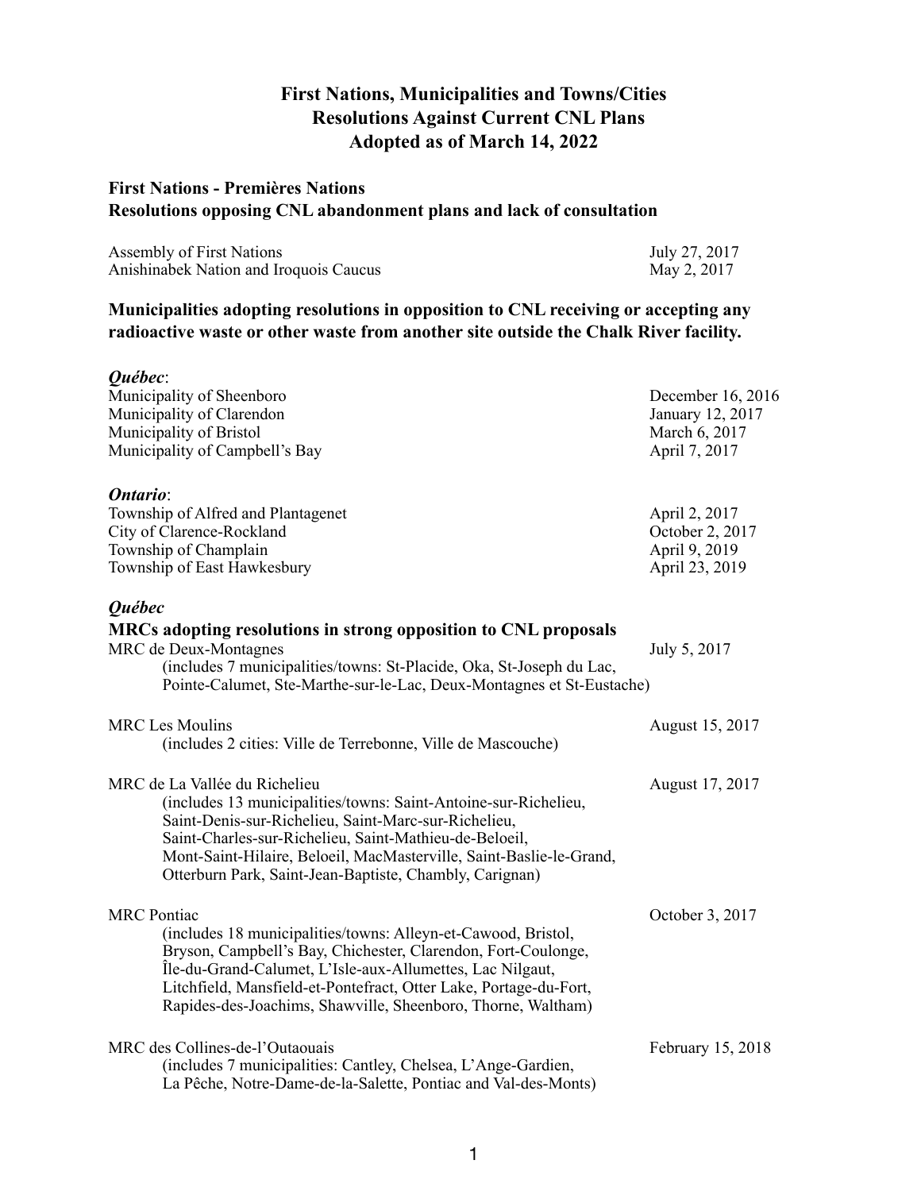# First Nations, Municipalities and Towns/Cities Resolutions Against Current CNL Plans Adopted as of March 14, 2022

## First Nations - Premières Nations
## Resolutions opposing CNL abandonment plans and lack of consultation

| | |
|---|---|
| Assembly of First Nations | July 27, 2017 |
| Anishinabek Nation and Iroquois Caucus | May 2, 2017 |

## Municipalities adopting resolutions in opposition to CNL receiving or accepting any radioactive waste or other waste from another site outside the Chalk River facility.

***Québec***:

| | |
|---|---|
| Municipality of Sheenboro | December 16, 2016 |
| Municipality of Clarendon | January 12, 2017 |
| Municipality of Bristol | March 6, 2017 |
| Municipality of Campbell's Bay | April 7, 2017 |

***Ontario***:

| | |
|---|---|
| Township of Alfred and Plantagenet | April 2, 2017 |
| City of Clarence-Rockland | October 2, 2017 |
| Township of Champlain | April 9, 2019 |
| Township of East Hawkesbury | April 23, 2019 |

***Québec***

## MRCs adopting resolutions in strong opposition to CNL proposals

MRC de Deux-Montagnes — July 5, 2017
(includes 7 municipalities/towns: St-Placide, Oka, St-Joseph du Lac, Pointe-Calumet, Ste-Marthe-sur-le-Lac, Deux-Montagnes et St-Eustache)

MRC Les Moulins — August 15, 2017
(includes 2 cities: Ville de Terrebonne, Ville de Mascouche)

MRC de La Vallée du Richelieu — August 17, 2017
(includes 13 municipalities/towns: Saint-Antoine-sur-Richelieu, Saint-Denis-sur-Richelieu, Saint-Marc-sur-Richelieu, Saint-Charles-sur-Richelieu, Saint-Mathieu-de-Beloeil, Mont-Saint-Hilaire, Beloeil, MacMasterville, Saint-Baslie-le-Grand, Otterburn Park, Saint-Jean-Baptiste, Chambly, Carignan)

MRC Pontiac — October 3, 2017
(includes 18 municipalities/towns: Alleyn-et-Cawood, Bristol, Bryson, Campbell's Bay, Chichester, Clarendon, Fort-Coulonge, Île-du-Grand-Calumet, L'Isle-aux-Allumettes, Lac Nilgaut, Litchfield, Mansfield-et-Pontefract, Otter Lake, Portage-du-Fort, Rapides-des-Joachims, Shawville, Sheenboro, Thorne, Waltham)

MRC des Collines-de-l'Outaouais — February 15, 2018
(includes 7 municipalities: Cantley, Chelsea, L'Ange-Gardien, La Pêche, Notre-Dame-de-la-Salette, Pontiac and Val-des-Monts)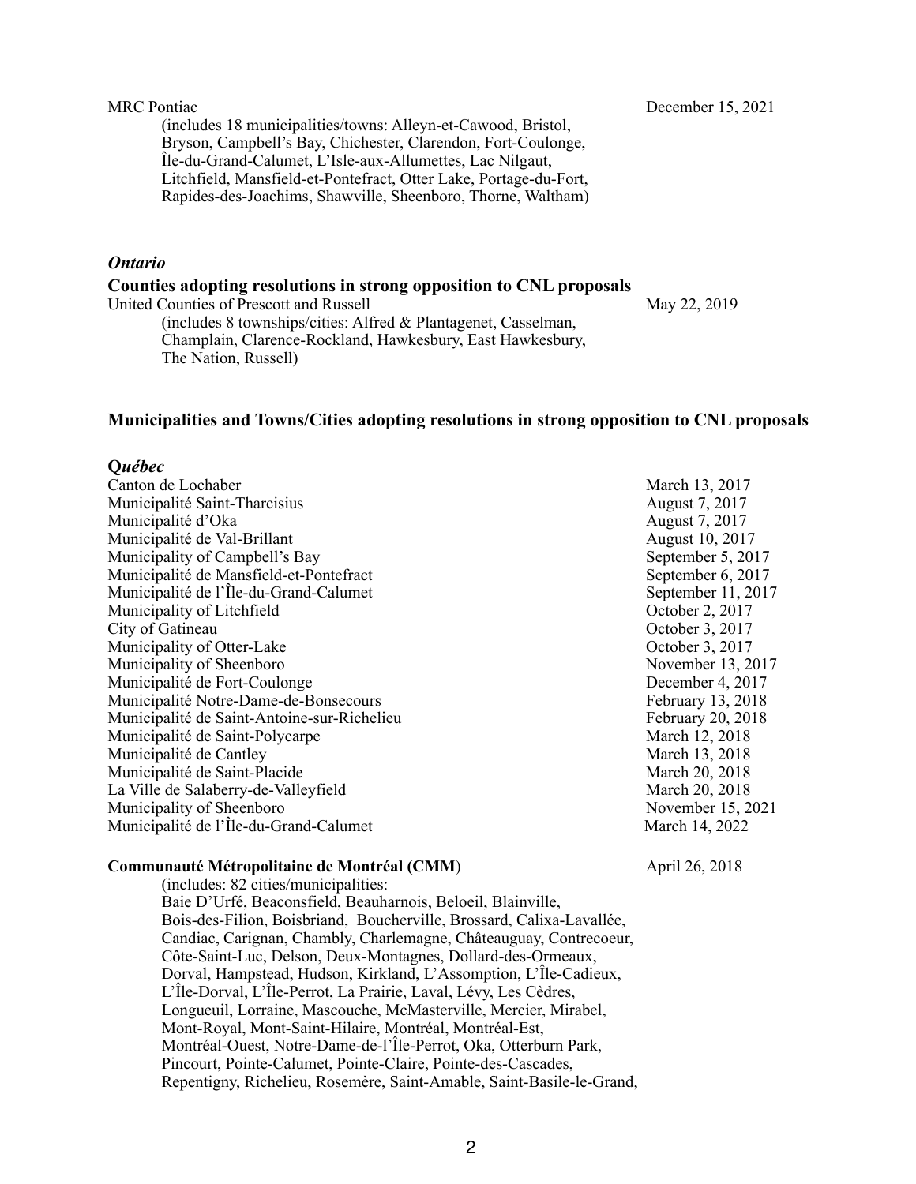MRC Pontiac — December 15, 2021

(includes 18 municipalities/towns: Alleyn-et-Cawood, Bristol, Bryson, Campbell's Bay, Chichester, Clarendon, Fort-Coulonge, Île-du-Grand-Calumet, L'Isle-aux-Allumettes, Lac Nilgaut, Litchfield, Mansfield-et-Pontefract, Otter Lake, Portage-du-Fort, Rapides-des-Joachims, Shawville, Sheenboro, Thorne, Waltham)

### *Ontario*

**Counties adopting resolutions in strong opposition to CNL proposals**

United Counties of Prescott and Russell — May 22, 2019

(includes 8 townships/cities: Alfred & Plantagenet, Casselman, Champlain, Clarence-Rockland, Hawkesbury, East Hawkesbury, The Nation, Russell)

## Municipalities and Towns/Cities adopting resolutions in strong opposition to CNL proposals

### *Québec*

| | |
|---|---|
| Canton de Lochaber | March 13, 2017 |
| Municipalité Saint-Tharcisius | August 7, 2017 |
| Municipalité d'Oka | August 7, 2017 |
| Municipalité de Val-Brillant | August 10, 2017 |
| Municipality of Campbell's Bay | September 5, 2017 |
| Municipalité de Mansfield-et-Pontefract | September 6, 2017 |
| Municipalité de l'Île-du-Grand-Calumet | September 11, 2017 |
| Municipality of Litchfield | October 2, 2017 |
| City of Gatineau | October 3, 2017 |
| Municipality of Otter-Lake | October 3, 2017 |
| Municipality of Sheenboro | November 13, 2017 |
| Municipalité de Fort-Coulonge | December 4, 2017 |
| Municipalité Notre-Dame-de-Bonsecours | February 13, 2018 |
| Municipalité de Saint-Antoine-sur-Richelieu | February 20, 2018 |
| Municipalité de Saint-Polycarpe | March 12, 2018 |
| Municipalité de Cantley | March 13, 2018 |
| Municipalité de Saint-Placide | March 20, 2018 |
| La Ville de Salaberry-de-Valleyfield | March 20, 2018 |
| Municipality of Sheenboro | November 15, 2021 |
| Municipalité de l'Île-du-Grand-Calumet | March 14, 2022 |

**Communauté Métropolitaine de Montréal (CMM)** — April 26, 2018

(includes: 82 cities/municipalities: Baie D'Urfé, Beaconsfield, Beauharnois, Beloeil, Blainville, Bois-des-Filion, Boisbriand, Boucherville, Brossard, Calixa-Lavallée, Candiac, Carignan, Chambly, Charlemagne, Châteauguay, Contrecoeur, Côte-Saint-Luc, Delson, Deux-Montagnes, Dollard-des-Ormeaux, Dorval, Hampstead, Hudson, Kirkland, L'Assomption, L'Île-Cadieux, L'Île-Dorval, L'Île-Perrot, La Prairie, Laval, Lévy, Les Cèdres, Longueuil, Lorraine, Mascouche, McMasterville, Mercier, Mirabel, Mont-Royal, Mont-Saint-Hilaire, Montréal, Montréal-Est, Montréal-Ouest, Notre-Dame-de-l'Île-Perrot, Oka, Otterburn Park, Pincourt, Pointe-Calumet, Pointe-Claire, Pointe-des-Cascades, Repentigny, Richelieu, Rosemère, Saint-Amable, Saint-Basile-le-Grand,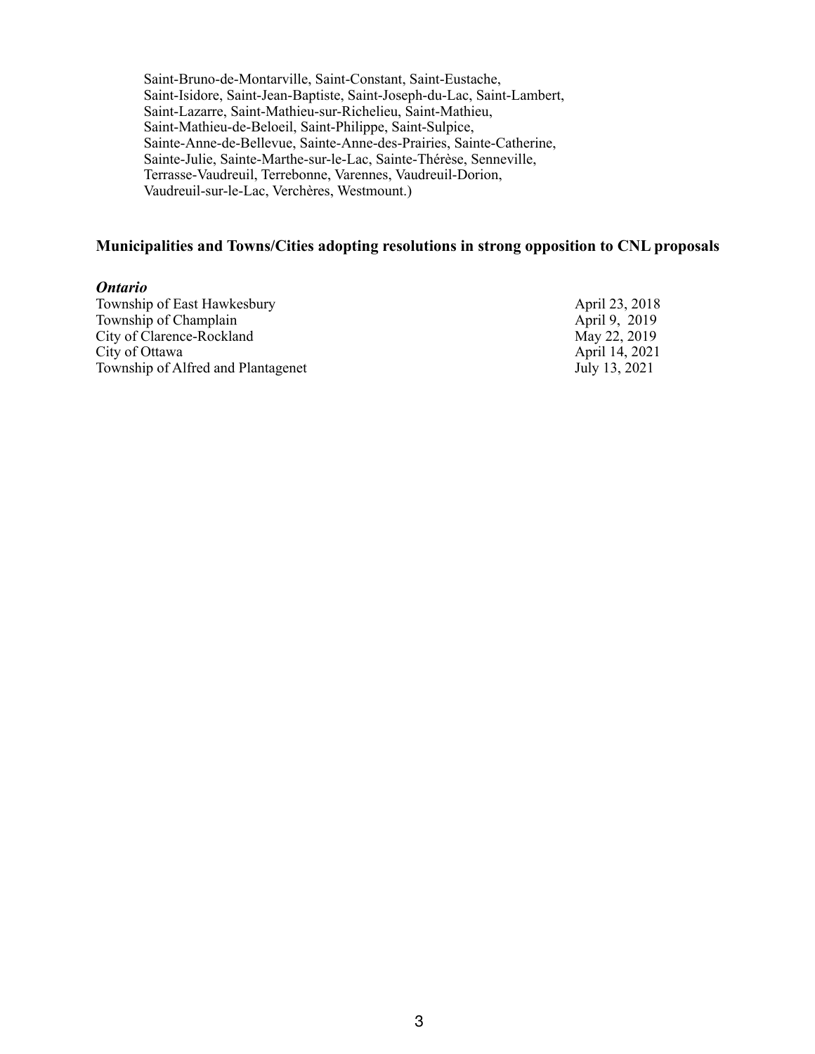Saint-Bruno-de-Montarville, Saint-Constant, Saint-Eustache, Saint-Isidore, Saint-Jean-Baptiste, Saint-Joseph-du-Lac, Saint-Lambert, Saint-Lazarre, Saint-Mathieu-sur-Richelieu, Saint-Mathieu, Saint-Mathieu-de-Beloeil, Saint-Philippe, Saint-Sulpice, Sainte-Anne-de-Bellevue, Sainte-Anne-des-Prairies, Sainte-Catherine, Sainte-Julie, Sainte-Marthe-sur-le-Lac, Sainte-Thérèse, Senneville, Terrasse-Vaudreuil, Terrebonne, Varennes, Vaudreuil-Dorion, Vaudreuil-sur-le-Lac, Verchères, Westmount.)

**Municipalities and Towns/Cities adopting resolutions in strong opposition to CNL proposals**

***Ontario***

| | |
|---|---|
| Township of East Hawkesbury | April 23, 2018 |
| Township of Champlain | April 9, 2019 |
| City of Clarence-Rockland | May 22, 2019 |
| City of Ottawa | April 14, 2021 |
| Township of Alfred and Plantagenet | July 13, 2021 |